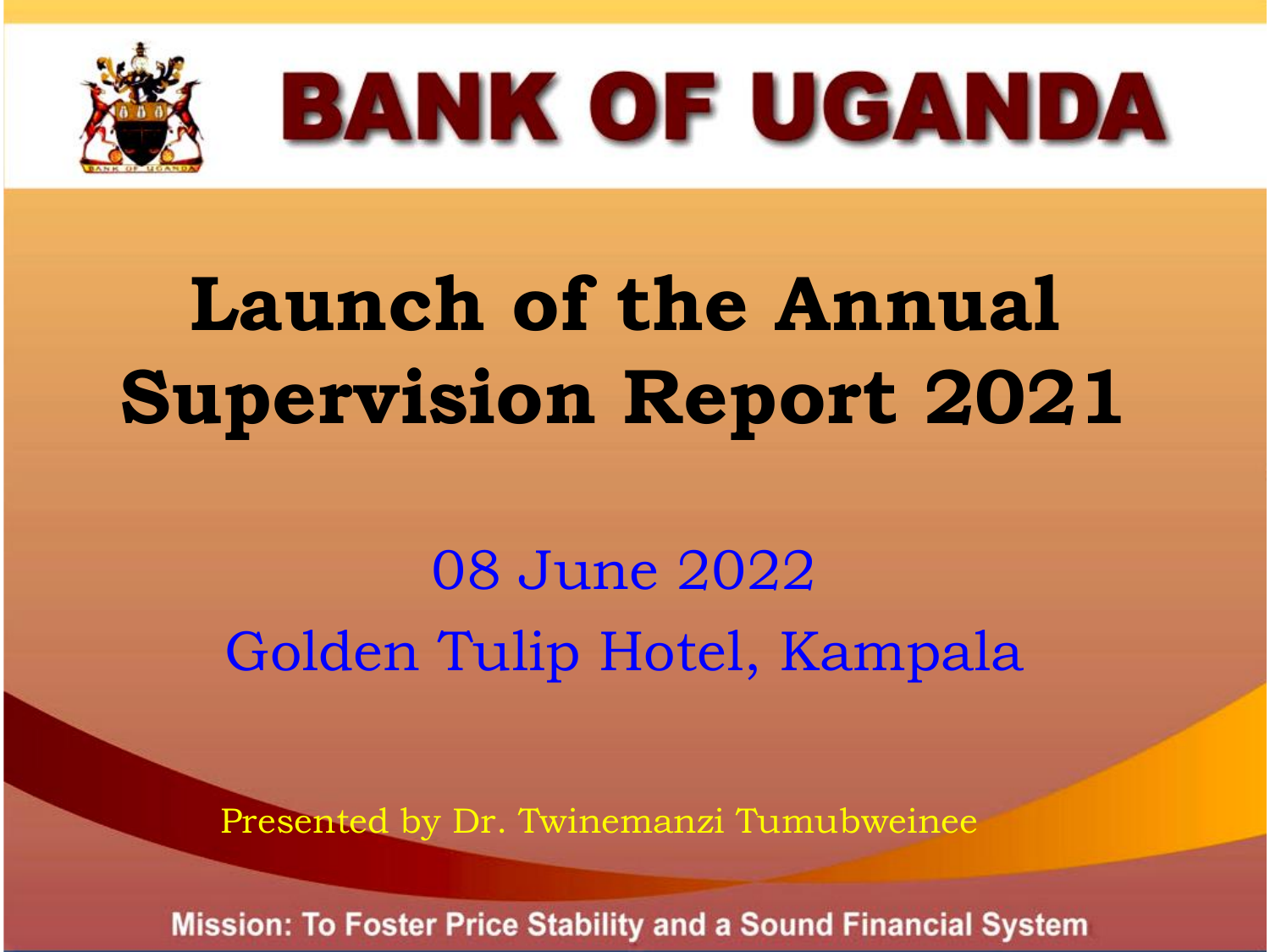# BANK OF UGANDA

# Launch of the Annual Supervision Report 2021

08 June 2022

Golden Tulip Hotel, Kampala

Presented by Dr. Twinemanzi Tumubweinee

Mission: To Foster Price Stability and a Sound Financial System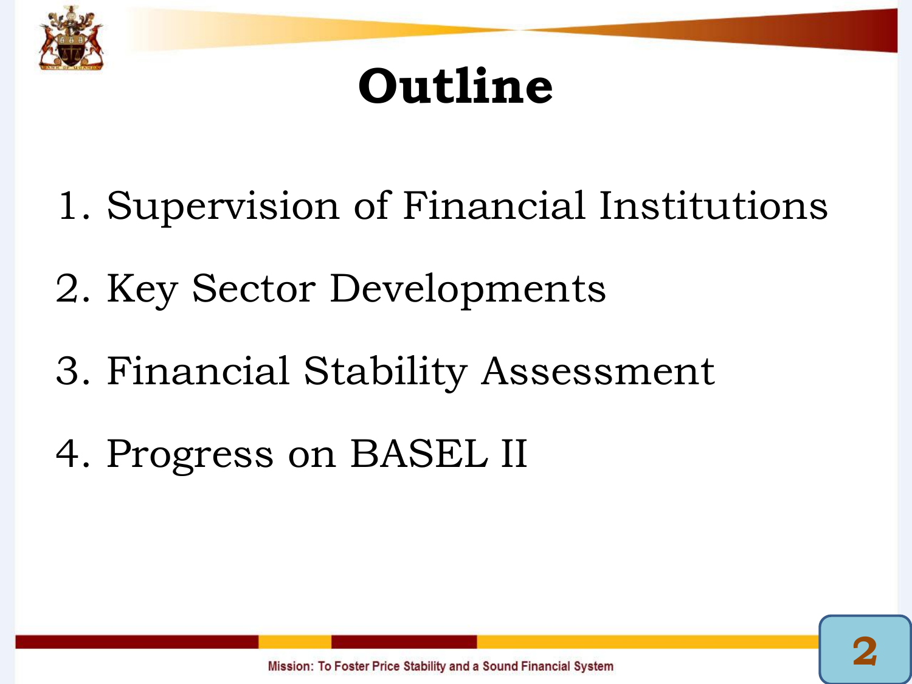# Outline

1. Supervision of Financial Institutions
2. Key Sector Developments
3. Financial Stability Assessment
4. Progress on BASEL II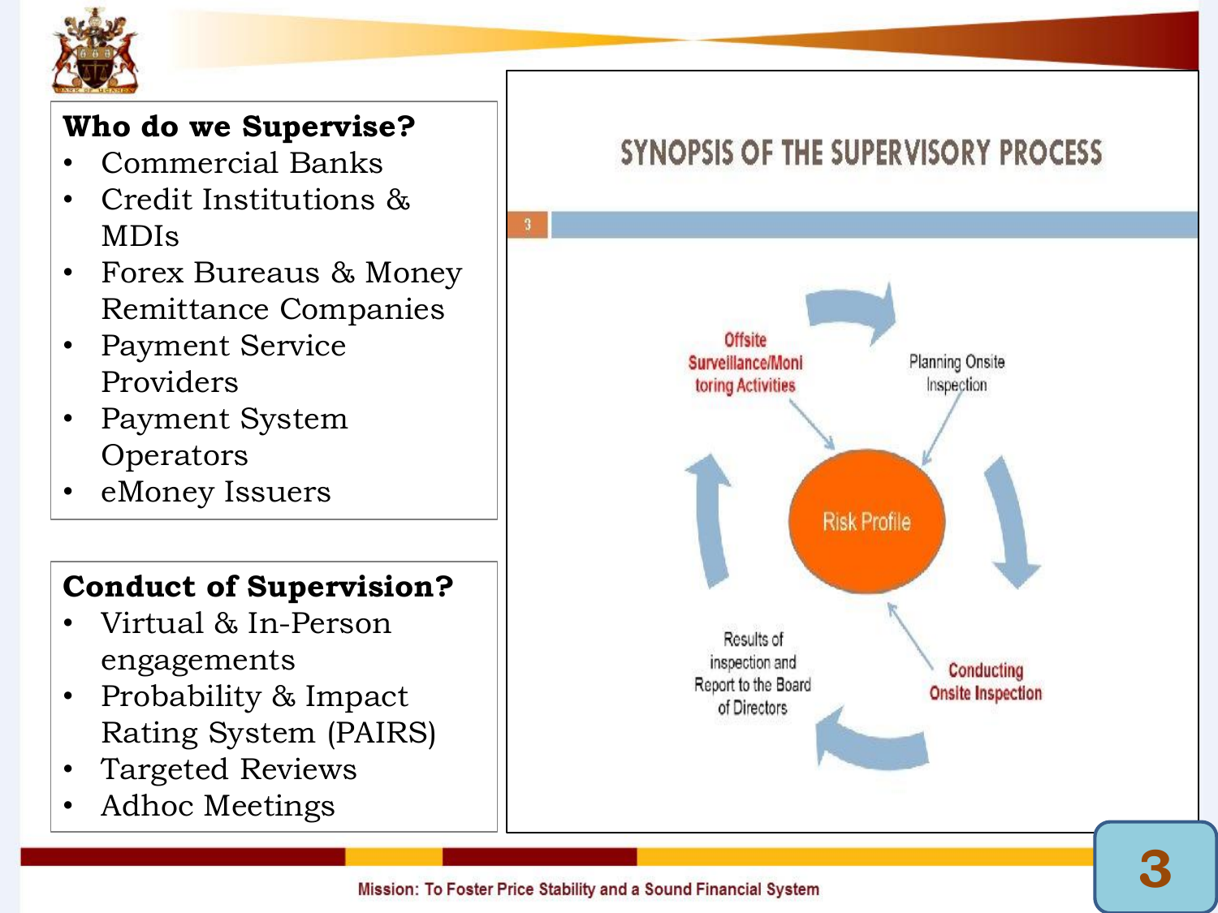## Who do we Supervise?

- Commercial Banks
- Credit Institutions & MDIs
- Forex Bureaus & Money Remittance Companies
- Payment Service Providers
- Payment System Operators
- eMoney Issuers

## Conduct of Supervision?

- Virtual & In-Person engagements
- Probability & Impact Rating System (PAIRS)
- Targeted Reviews
- Adhoc Meetings

## SYNOPSIS OF THE SUPERVISORY PROCESS

Offsite Surveillance/Monitoring Activities

Planning Onsite Inspection

Risk Profile

Conducting Onsite Inspection

Results of inspection and Report to the Board of Directors

Mission: To Foster Price Stability and a Sound Financial System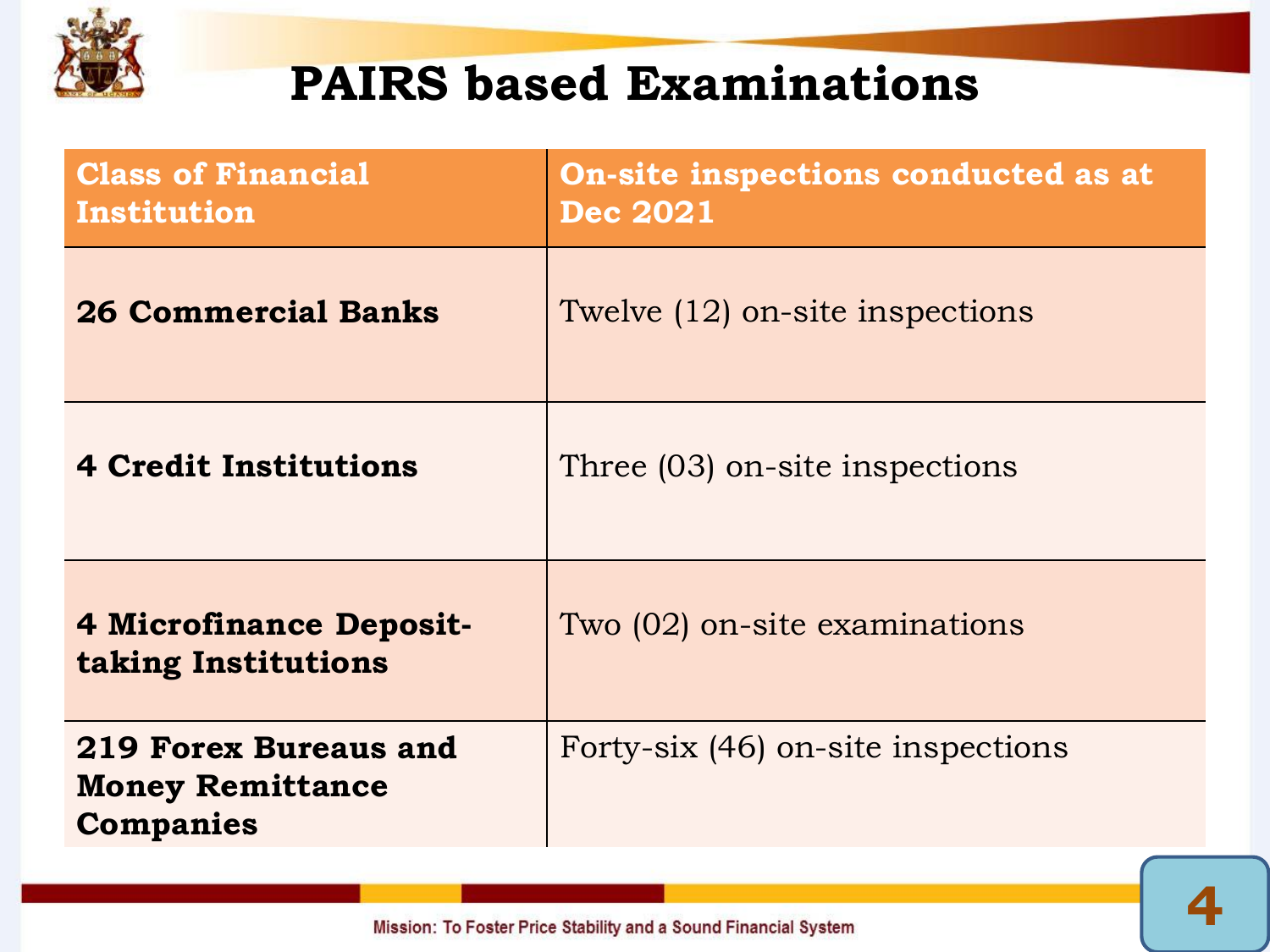# PAIRS based Examinations

| Class of Financial Institution | On-site inspections conducted as at Dec 2021 |
| --- | --- |
| **26 Commercial Banks** | Twelve (12) on-site inspections |
| **4 Credit Institutions** | Three (03) on-site inspections |
| **4 Microfinance Deposit-taking Institutions** | Two (02) on-site examinations |
| **219 Forex Bureaus and Money Remittance Companies** | Forty-six (46) on-site inspections |

Mission: To Foster Price Stability and a Sound Financial System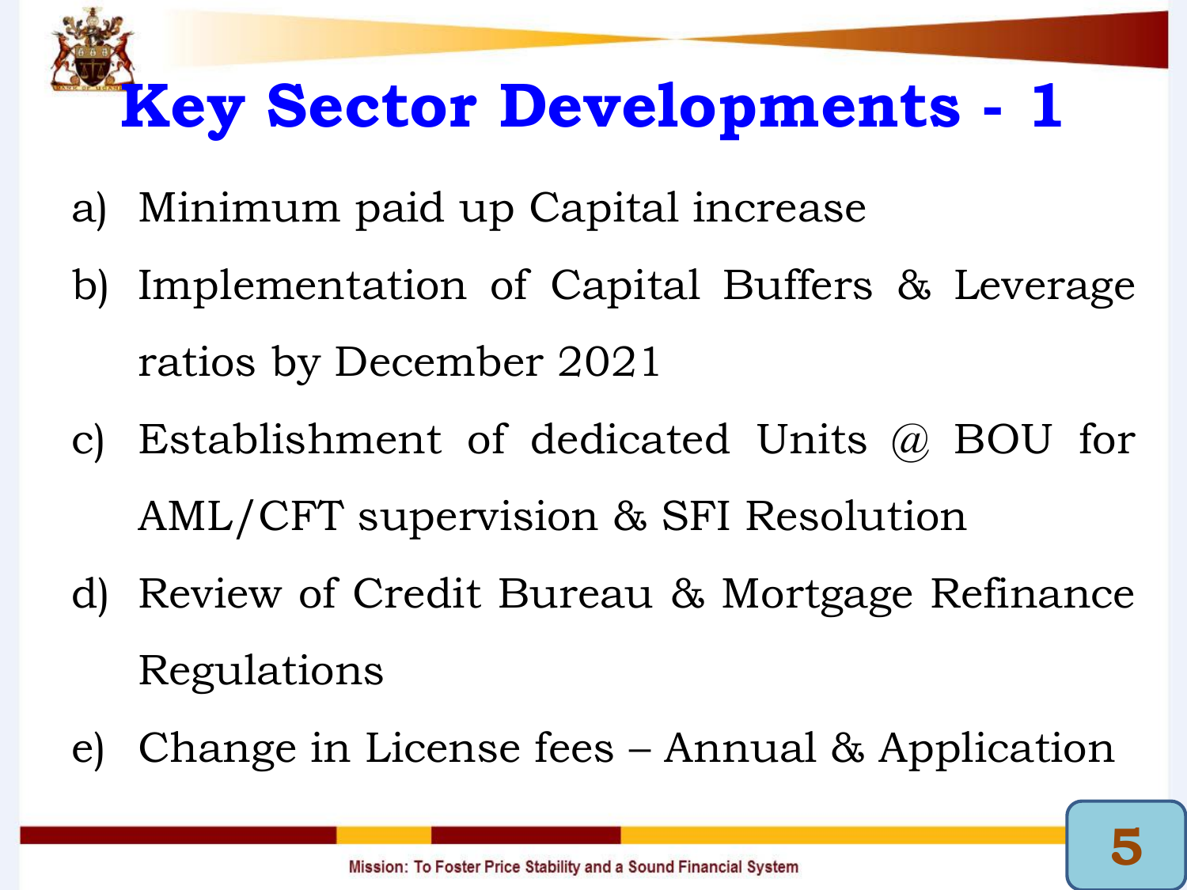# Key Sector Developments - 1

a) Minimum paid up Capital increase

b) Implementation of Capital Buffers & Leverage ratios by December 2021

c) Establishment of dedicated Units @ BOU for AML/CFT supervision & SFI Resolution

d) Review of Credit Bureau & Mortgage Refinance Regulations

e) Change in License fees – Annual & Application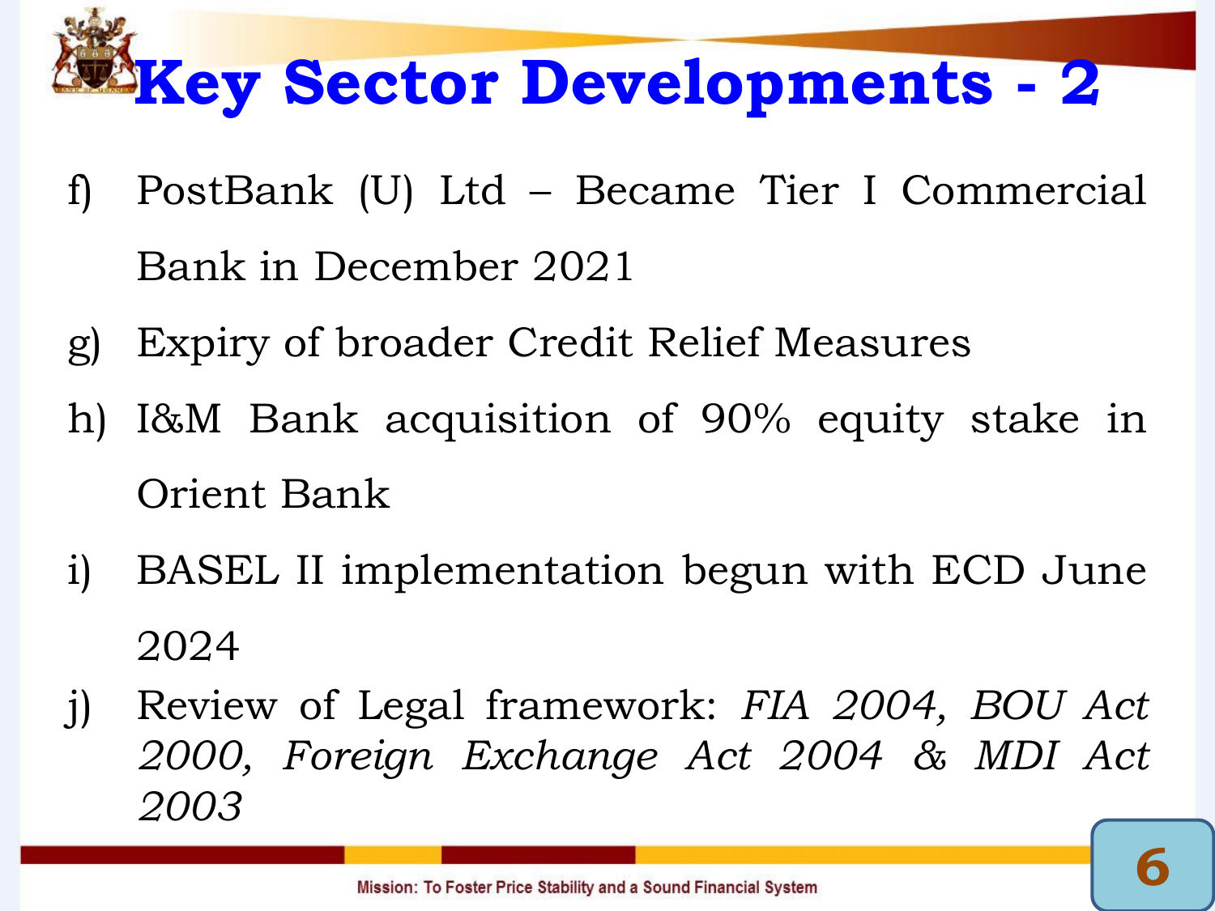# Key Sector Developments - 2

f) PostBank (U) Ltd – Became Tier I Commercial Bank in December 2021

g) Expiry of broader Credit Relief Measures

h) I&M Bank acquisition of 90% equity stake in Orient Bank

i) BASEL II implementation begun with ECD June 2024

j) Review of Legal framework: *FIA 2004, BOU Act 2000, Foreign Exchange Act 2004 & MDI Act 2003*

Mission: To Foster Price Stability and a Sound Financial System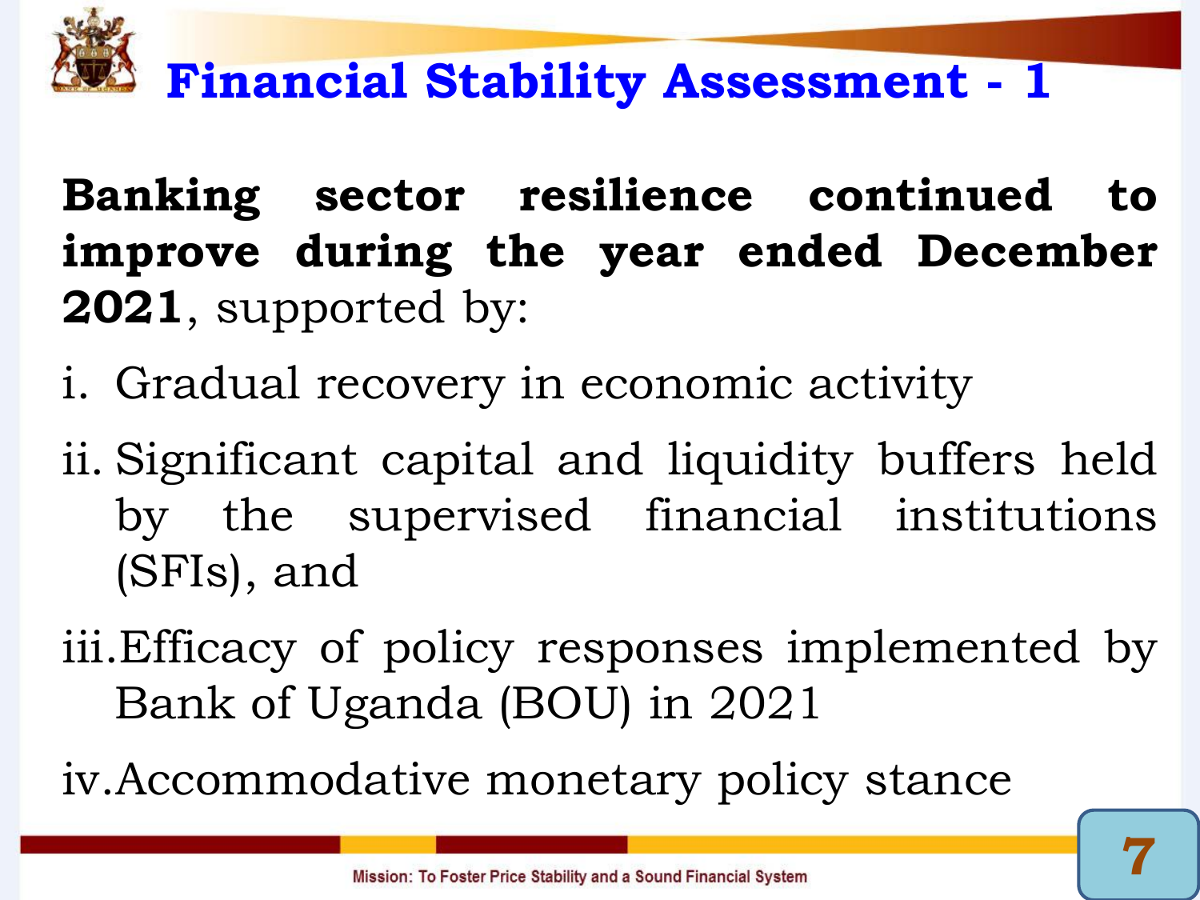# Financial Stability Assessment - 1

**Banking sector resilience continued to improve during the year ended December 2021**, supported by:

i. Gradual recovery in economic activity

ii. Significant capital and liquidity buffers held by the supervised financial institutions (SFIs), and

iii. Efficacy of policy responses implemented by Bank of Uganda (BOU) in 2021

iv. Accommodative monetary policy stance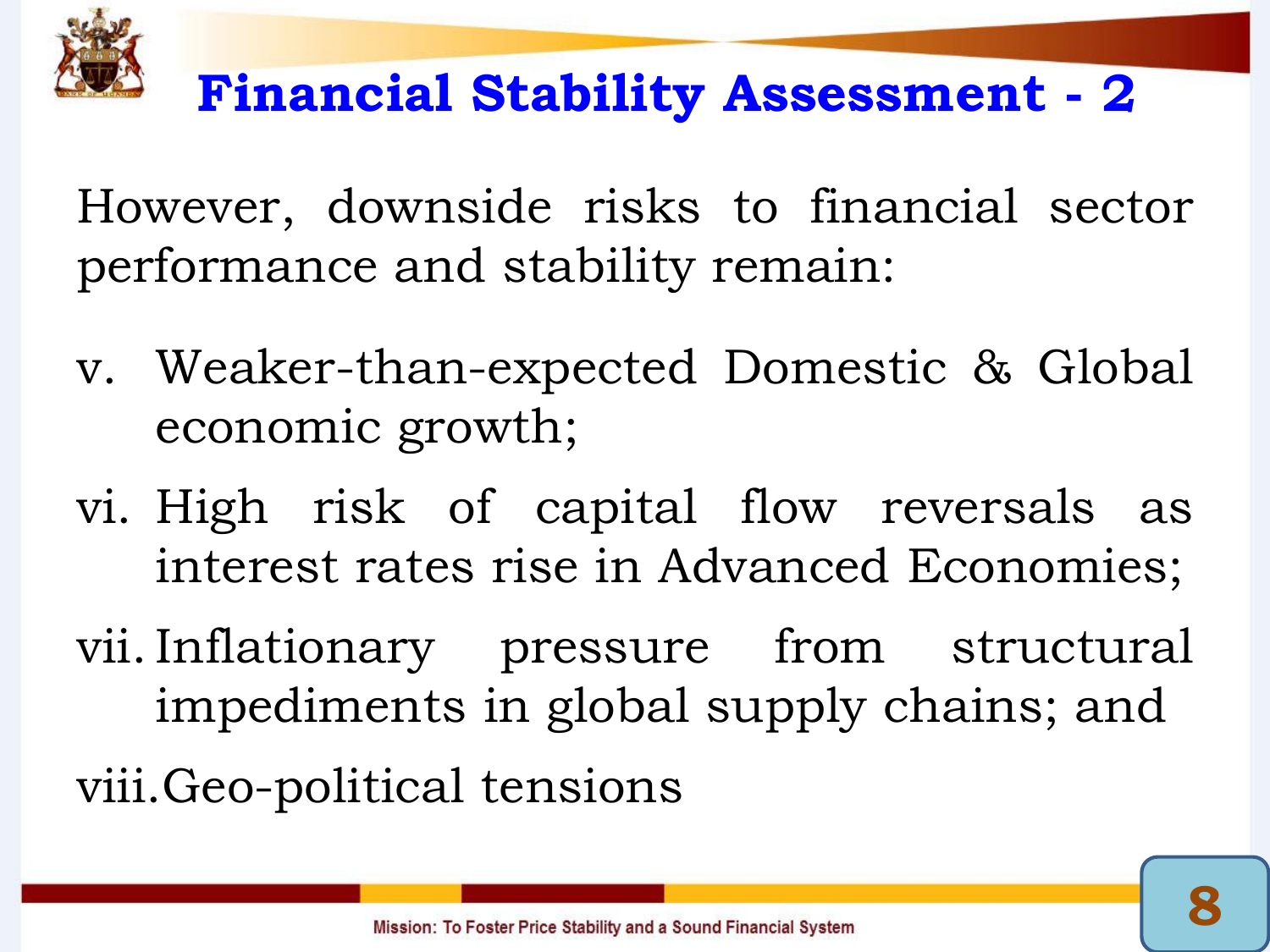# Financial Stability Assessment - 2

However, downside risks to financial sector performance and stability remain:

v. Weaker-than-expected Domestic & Global economic growth;

vi. High risk of capital flow reversals as interest rates rise in Advanced Economies;

vii. Inflationary pressure from structural impediments in global supply chains; and

viii. Geo-political tensions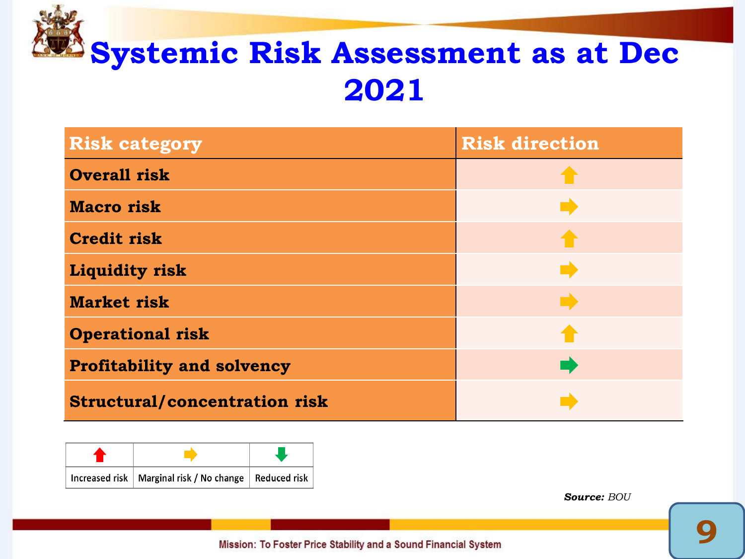# Systemic Risk Assessment as at Dec 2021

| Risk category | Risk direction |
|---|---|
| **Overall risk** | ⬆ |
| **Macro risk** | ➡ |
| **Credit risk** | ⬆ |
| **Liquidity risk** | ➡ |
| **Market risk** | ➡ |
| **Operational risk** | ⬆ |
| **Profitability and solvency** | ➡ |
| **Structural/concentration risk** | ➡ |

| ⬆ | ➡ | ⬇ |
|---|---|---|
| Increased risk | Marginal risk / No change | Reduced risk |

***Source:*** *BOU*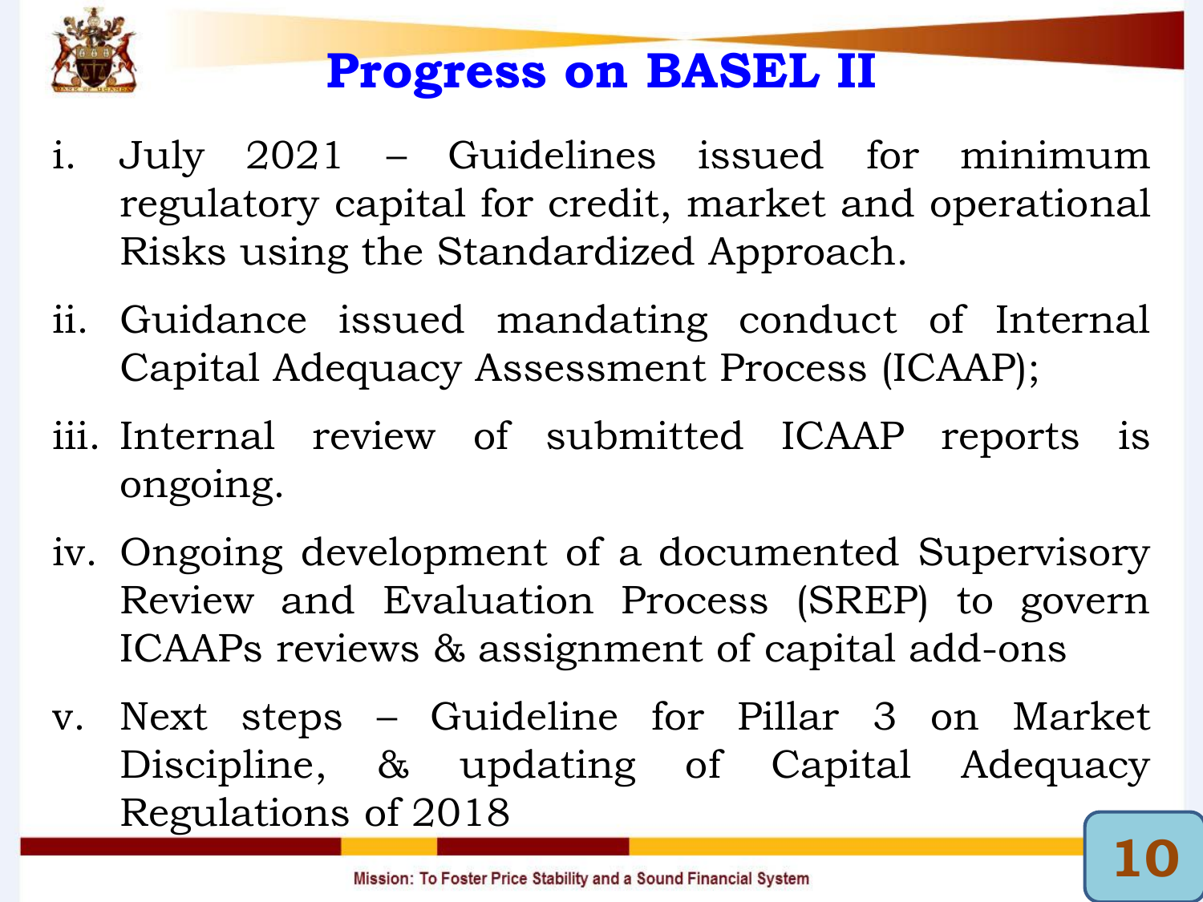# Progress on BASEL II

i. July 2021 – Guidelines issued for minimum regulatory capital for credit, market and operational Risks using the Standardized Approach.

ii. Guidance issued mandating conduct of Internal Capital Adequacy Assessment Process (ICAAP);

iii. Internal review of submitted ICAAP reports is ongoing.

iv. Ongoing development of a documented Supervisory Review and Evaluation Process (SREP) to govern ICAAPs reviews & assignment of capital add-ons

v. Next steps – Guideline for Pillar 3 on Market Discipline, & updating of Capital Adequacy Regulations of 2018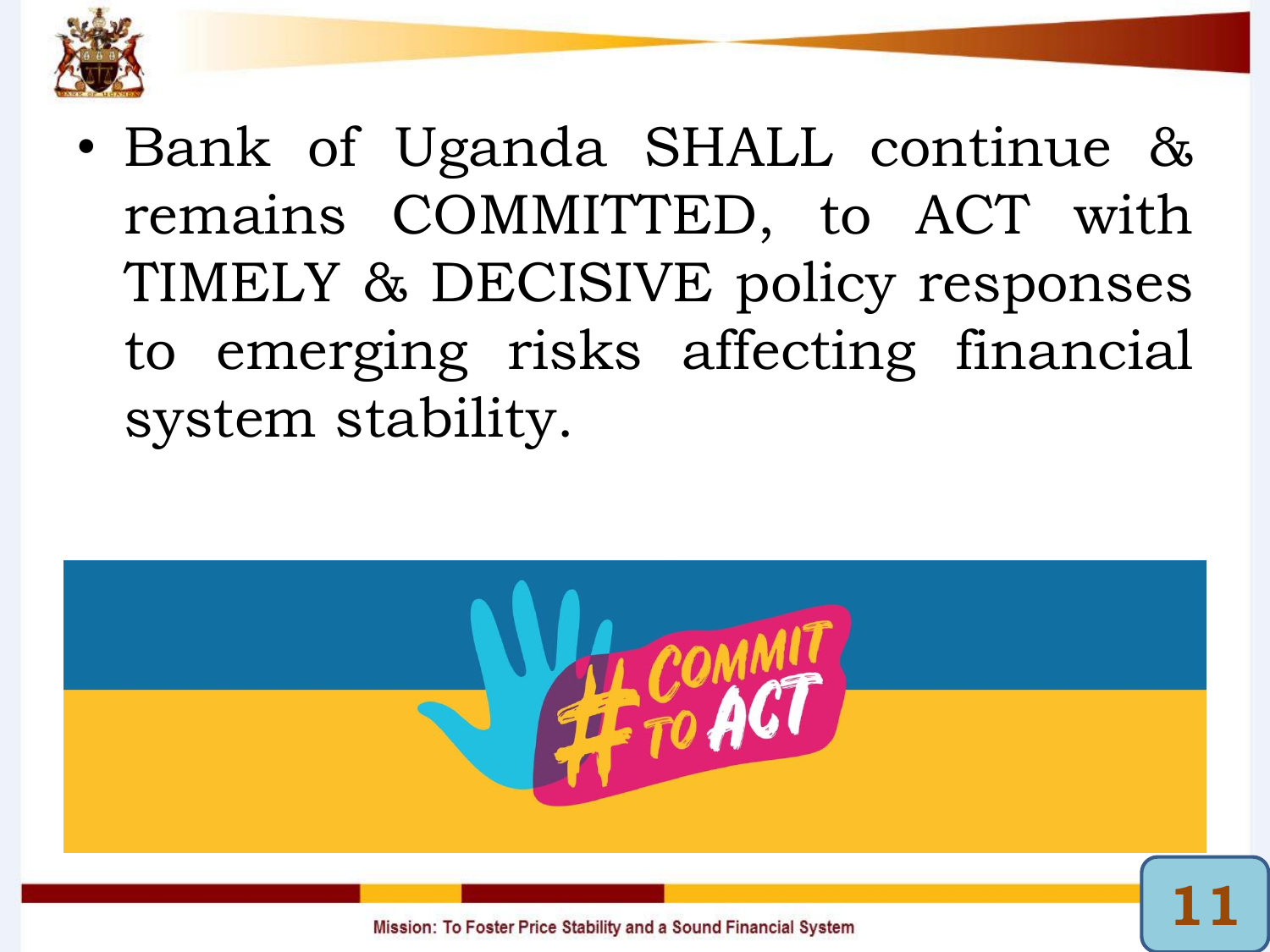- Bank of Uganda SHALL continue & remains COMMITTED, to ACT with TIMELY & DECISIVE policy responses to emerging risks affecting financial system stability.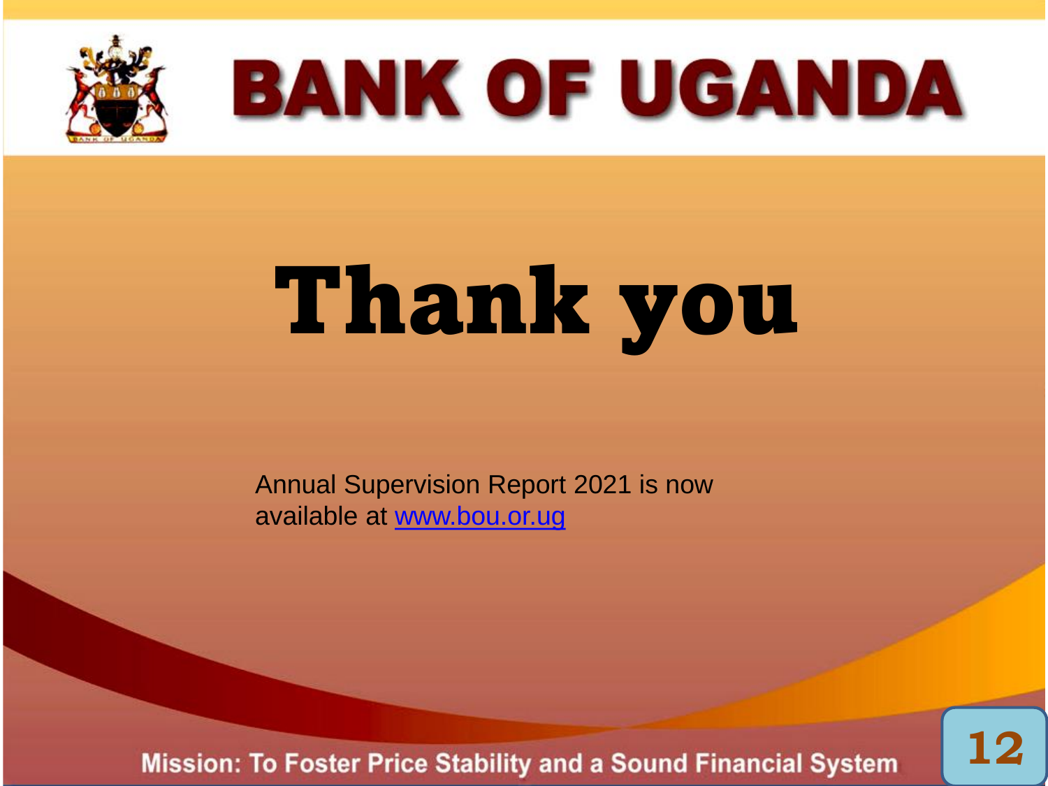# BANK OF UGANDA

# Thank you

Annual Supervision Report 2021 is now available at www.bou.or.ug

**Mission: To Foster Price Stability and a Sound Financial System**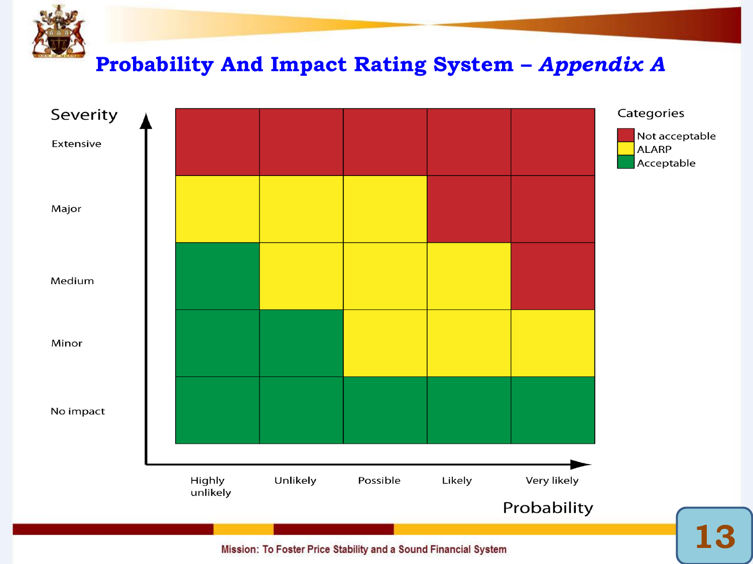# Probability And Impact Rating System – *Appendix A*

| Severity \ Probability | Highly unlikely | Unlikely | Possible | Likely | Very likely |
|---|---|---|---|---|---|
| Extensive | Not acceptable | Not acceptable | Not acceptable | Not acceptable | Not acceptable |
| Major | ALARP | ALARP | ALARP | Not acceptable | Not acceptable |
| Medium | Acceptable | ALARP | ALARP | ALARP | Not acceptable |
| Minor | Acceptable | Acceptable | ALARP | ALARP | ALARP |
| No impact | Acceptable | Acceptable | Acceptable | Acceptable | Acceptable |

**Categories**

- Not acceptable
- ALARP
- Acceptable

Mission: To Foster Price Stability and a Sound Financial System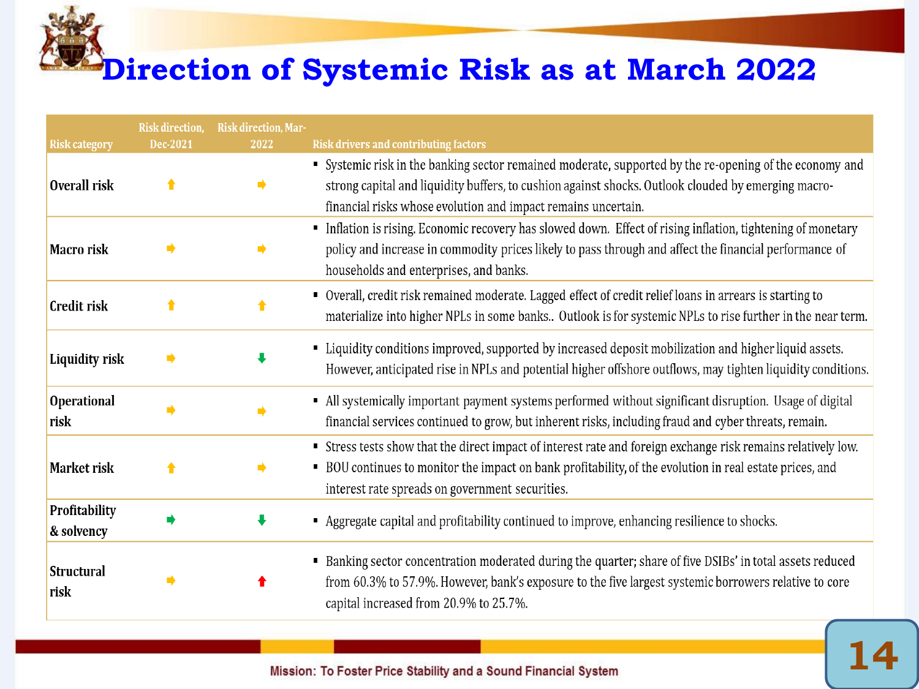# Direction of Systemic Risk as at March 2022

| Risk category | Risk direction, Dec-2021 | Risk direction, Mar-2022 | Risk drivers and contributing factors |
|---|---|---|---|
| Overall risk | ⬆ | ➡ | ▪ Systemic risk in the banking sector remained moderate, supported by the re-opening of the economy and strong capital and liquidity buffers, to cushion against shocks. Outlook clouded by emerging macro-financial risks whose evolution and impact remains uncertain. |
| Macro risk | ➡ | ➡ | ▪ Inflation is rising. Economic recovery has slowed down. Effect of rising inflation, tightening of monetary policy and increase in commodity prices likely to pass through and affect the financial performance of households and enterprises, and banks. |
| Credit risk | ⬆ | ⬆ | ▪ Overall, credit risk remained moderate. Lagged effect of credit relief loans in arrears is starting to materialize into higher NPLs in some banks.. Outlook is for systemic NPLs to rise further in the near term. |
| Liquidity risk | ➡ | ⬇ | ▪ Liquidity conditions improved, supported by increased deposit mobilization and higher liquid assets. However, anticipated rise in NPLs and potential higher offshore outflows, may tighten liquidity conditions. |
| Operational risk | ➡ | ➡ | ▪ All systemically important payment systems performed without significant disruption. Usage of digital financial services continued to grow, but inherent risks, including fraud and cyber threats, remain. |
| Market risk | ⬆ | ➡ | ▪ Stress tests show that the direct impact of interest rate and foreign exchange risk remains relatively low. ▪ BOU continues to monitor the impact on bank profitability, of the evolution in real estate prices, and interest rate spreads on government securities. |
| Profitability & solvency | ➡ | ⬇ | ▪ Aggregate capital and profitability continued to improve, enhancing resilience to shocks. |
| Structural risk | ➡ | ⬆ | ▪ Banking sector concentration moderated during the quarter; share of five DSIBs' in total assets reduced from 60.3% to 57.9%. However, bank's exposure to the five largest systemic borrowers relative to core capital increased from 20.9% to 25.7%. |

Mission: To Foster Price Stability and a Sound Financial System